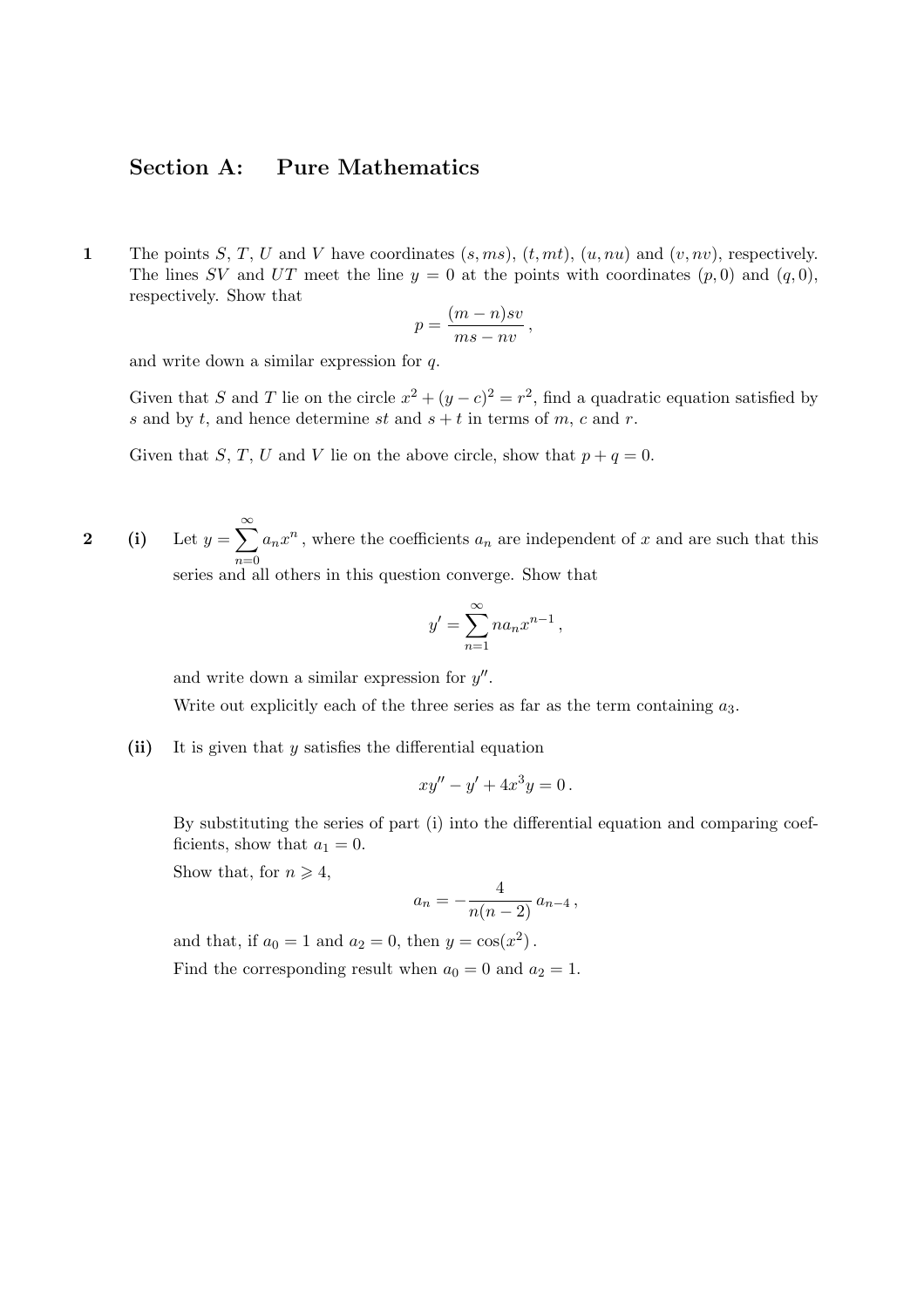## Section A: Pure Mathematics

**1** The points $S$, $T$, $U$ and $V$ have coordinates $(s, ms)$, $(t, mt)$, $(u, nu)$ and $(v, nv)$, respectively. The lines $SV$ and $UT$ meet the line $y = 0$ at the points with coordinates $(p, 0)$ and $(q, 0)$, respectively. Show that

$$p = \frac{(m - n)sv}{ms - nv},$$

and write down a similar expression for $q$.

Given that $S$ and $T$ lie on the circle $x^2 + (y - c)^2 = r^2$, find a quadratic equation satisfied by $s$ and by $t$, and hence determine $st$ and $s + t$ in terms of $m$, $c$ and $r$.

Given that $S$, $T$, $U$ and $V$ lie on the above circle, show that $p + q = 0$.

**2** **(i)** Let $y = \displaystyle\sum_{n=0}^{\infty} a_n x^n$, where the coefficients $a_n$ are independent of $x$ and are such that this series and all others in this question converge. Show that

$$y' = \sum_{n=1}^{\infty} n a_n x^{n-1},$$

and write down a similar expression for $y''$.

Write out explicitly each of the three series as far as the term containing $a_3$.

**(ii)** It is given that $y$ satisfies the differential equation

$$xy'' - y' + 4x^3 y = 0.$$

By substituting the series of part (i) into the differential equation and comparing coefficients, show that $a_1 = 0$.

Show that, for $n \geqslant 4$,

$$a_n = -\frac{4}{n(n-2)}\, a_{n-4},$$

and that, if $a_0 = 1$ and $a_2 = 0$, then $y = \cos(x^2)$.

Find the corresponding result when $a_0 = 0$ and $a_2 = 1$.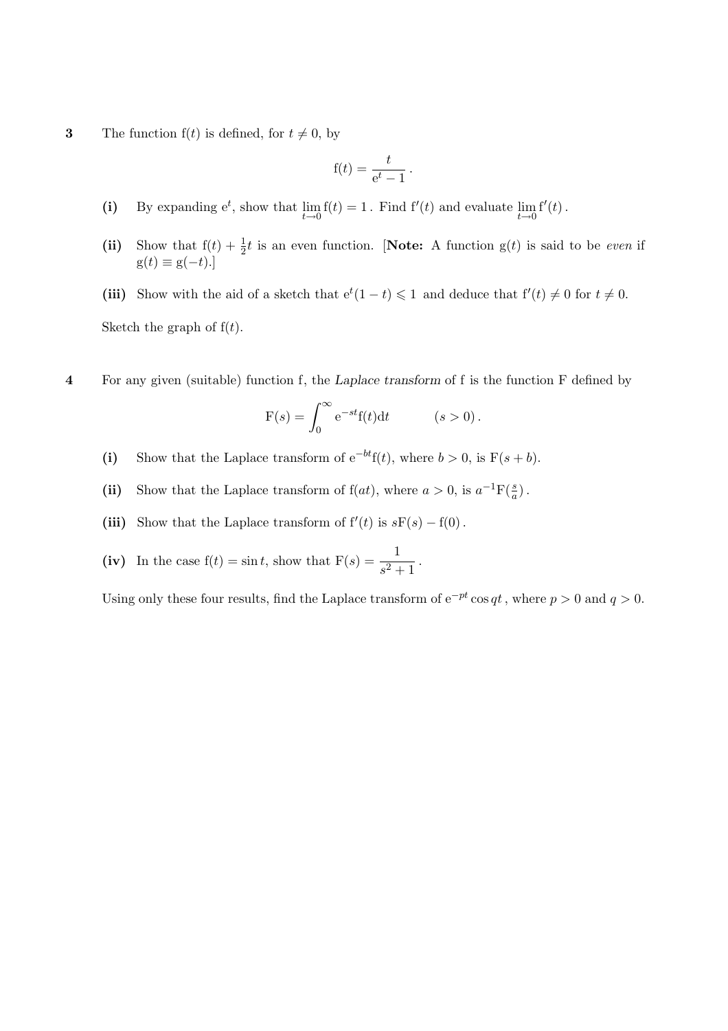**3** The function $\mathrm{f}(t)$ is defined, for $t \neq 0$, by

$$\mathrm{f}(t) = \frac{t}{\mathrm{e}^t - 1}.$$

**(i)** By expanding $\mathrm{e}^t$, show that $\lim_{t \to 0} \mathrm{f}(t) = 1$. Find $\mathrm{f}'(t)$ and evaluate $\lim_{t \to 0} \mathrm{f}'(t)$.

**(ii)** Show that $\mathrm{f}(t) + \frac{1}{2}t$ is an even function. [**Note:** A function $\mathrm{g}(t)$ is said to be *even* if $\mathrm{g}(t) \equiv \mathrm{g}(-t)$.]

**(iii)** Show with the aid of a sketch that $\mathrm{e}^t(1-t) \leqslant 1$ and deduce that $\mathrm{f}'(t) \neq 0$ for $t \neq 0$.

Sketch the graph of $\mathrm{f}(t)$.

**4** For any given (suitable) function f, the *Laplace transform* of f is the function F defined by

$$\mathrm{F}(s) = \int_0^\infty \mathrm{e}^{-st}\mathrm{f}(t)\mathrm{d}t \qquad (s > 0).$$

**(i)** Show that the Laplace transform of $\mathrm{e}^{-bt}\mathrm{f}(t)$, where $b > 0$, is $\mathrm{F}(s+b)$.

**(ii)** Show that the Laplace transform of $\mathrm{f}(at)$, where $a > 0$, is $a^{-1}\mathrm{F}(\frac{s}{a})$.

**(iii)** Show that the Laplace transform of $\mathrm{f}'(t)$ is $s\mathrm{F}(s) - \mathrm{f}(0)$.

**(iv)** In the case $\mathrm{f}(t) = \sin t$, show that $\mathrm{F}(s) = \dfrac{1}{s^2+1}$.

Using only these four results, find the Laplace transform of $\mathrm{e}^{-pt}\cos qt$, where $p > 0$ and $q > 0$.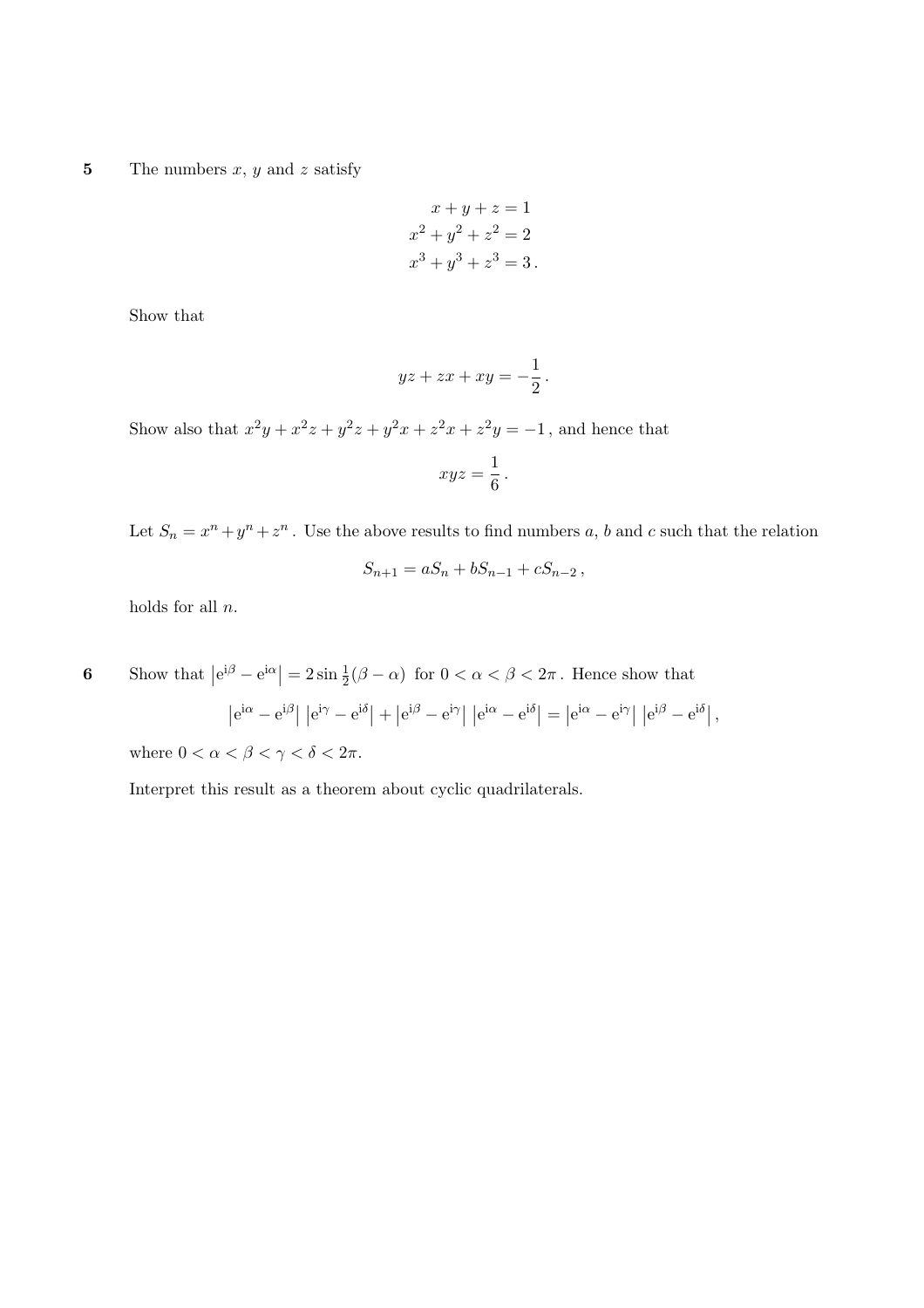**5** The numbers $x$, $y$ and $z$ satisfy

$$
\begin{aligned}
x + y + z &= 1 \\
x^2 + y^2 + z^2 &= 2 \\
x^3 + y^3 + z^3 &= 3\,.
\end{aligned}
$$

Show that

$$yz + zx + xy = -\frac{1}{2}\,.$$

Show also that $x^2y + x^2z + y^2z + y^2x + z^2x + z^2y = -1$, and hence that

$$xyz = \frac{1}{6}\,.$$

Let $S_n = x^n + y^n + z^n$. Use the above results to find numbers $a$, $b$ and $c$ such that the relation

$$S_{n+1} = aS_n + bS_{n-1} + cS_{n-2}\,,$$

holds for all $n$.

**6** Show that $\left|\mathrm{e}^{\mathrm{i}\beta} - \mathrm{e}^{\mathrm{i}\alpha}\right| = 2\sin\frac{1}{2}(\beta - \alpha)$ for $0 < \alpha < \beta < 2\pi$. Hence show that

$$\left|\mathrm{e}^{\mathrm{i}\alpha} - \mathrm{e}^{\mathrm{i}\beta}\right|\left|\mathrm{e}^{\mathrm{i}\gamma} - \mathrm{e}^{\mathrm{i}\delta}\right| + \left|\mathrm{e}^{\mathrm{i}\beta} - \mathrm{e}^{\mathrm{i}\gamma}\right|\left|\mathrm{e}^{\mathrm{i}\alpha} - \mathrm{e}^{\mathrm{i}\delta}\right| = \left|\mathrm{e}^{\mathrm{i}\alpha} - \mathrm{e}^{\mathrm{i}\gamma}\right|\left|\mathrm{e}^{\mathrm{i}\beta} - \mathrm{e}^{\mathrm{i}\delta}\right|,$$

where $0 < \alpha < \beta < \gamma < \delta < 2\pi$.

Interpret this result as a theorem about cyclic quadrilaterals.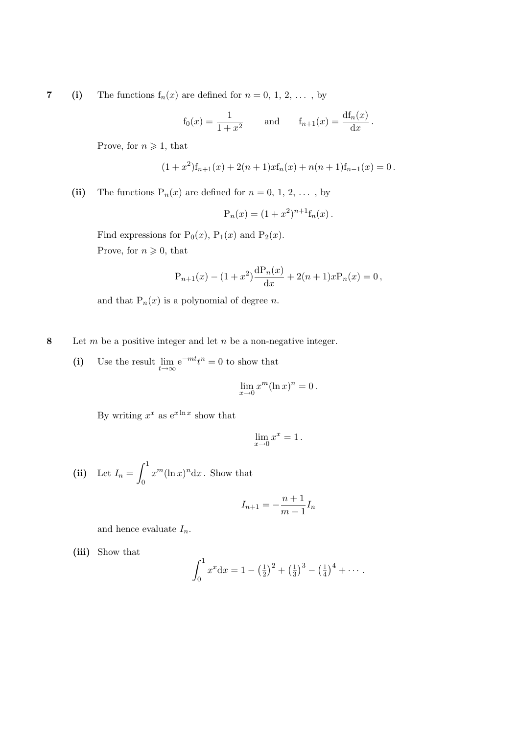**7** **(i)** The functions $\mathrm{f}_n(x)$ are defined for $n = 0, 1, 2, \ldots$ , by

$$\mathrm{f}_0(x) = \frac{1}{1+x^2} \qquad \text{and} \qquad \mathrm{f}_{n+1}(x) = \frac{\mathrm{d}\mathrm{f}_n(x)}{\mathrm{d}x}\,.$$

Prove, for $n \geqslant 1$, that

$$(1+x^2)\mathrm{f}_{n+1}(x) + 2(n+1)x\mathrm{f}_n(x) + n(n+1)\mathrm{f}_{n-1}(x) = 0\,.$$

**(ii)** The functions $\mathrm{P}_n(x)$ are defined for $n = 0, 1, 2, \ldots$ , by

$$\mathrm{P}_n(x) = (1+x^2)^{n+1}\mathrm{f}_n(x)\,.$$

Find expressions for $\mathrm{P}_0(x)$, $\mathrm{P}_1(x)$ and $\mathrm{P}_2(x)$.

Prove, for $n \geqslant 0$, that

$$\mathrm{P}_{n+1}(x) - (1+x^2)\frac{\mathrm{d}\mathrm{P}_n(x)}{\mathrm{d}x} + 2(n+1)x\mathrm{P}_n(x) = 0\,,$$

and that $\mathrm{P}_n(x)$ is a polynomial of degree $n$.

**8** Let $m$ be a positive integer and let $n$ be a non-negative integer.

**(i)** Use the result $\lim\limits_{t\to\infty} \mathrm{e}^{-mt}t^n = 0$ to show that

$$\lim_{x\to 0} x^m(\ln x)^n = 0\,.$$

By writing $x^x$ as $\mathrm{e}^{x\ln x}$ show that

$$\lim_{x\to 0} x^x = 1\,.$$

**(ii)** Let $I_n = \displaystyle\int_0^1 x^m(\ln x)^n \mathrm{d}x$. Show that

$$I_{n+1} = -\frac{n+1}{m+1}I_n$$

and hence evaluate $I_n$.

**(iii)** Show that

$$\int_0^1 x^x \mathrm{d}x = 1 - \left(\tfrac{1}{2}\right)^2 + \left(\tfrac{1}{3}\right)^3 - \left(\tfrac{1}{4}\right)^4 + \cdots\,.$$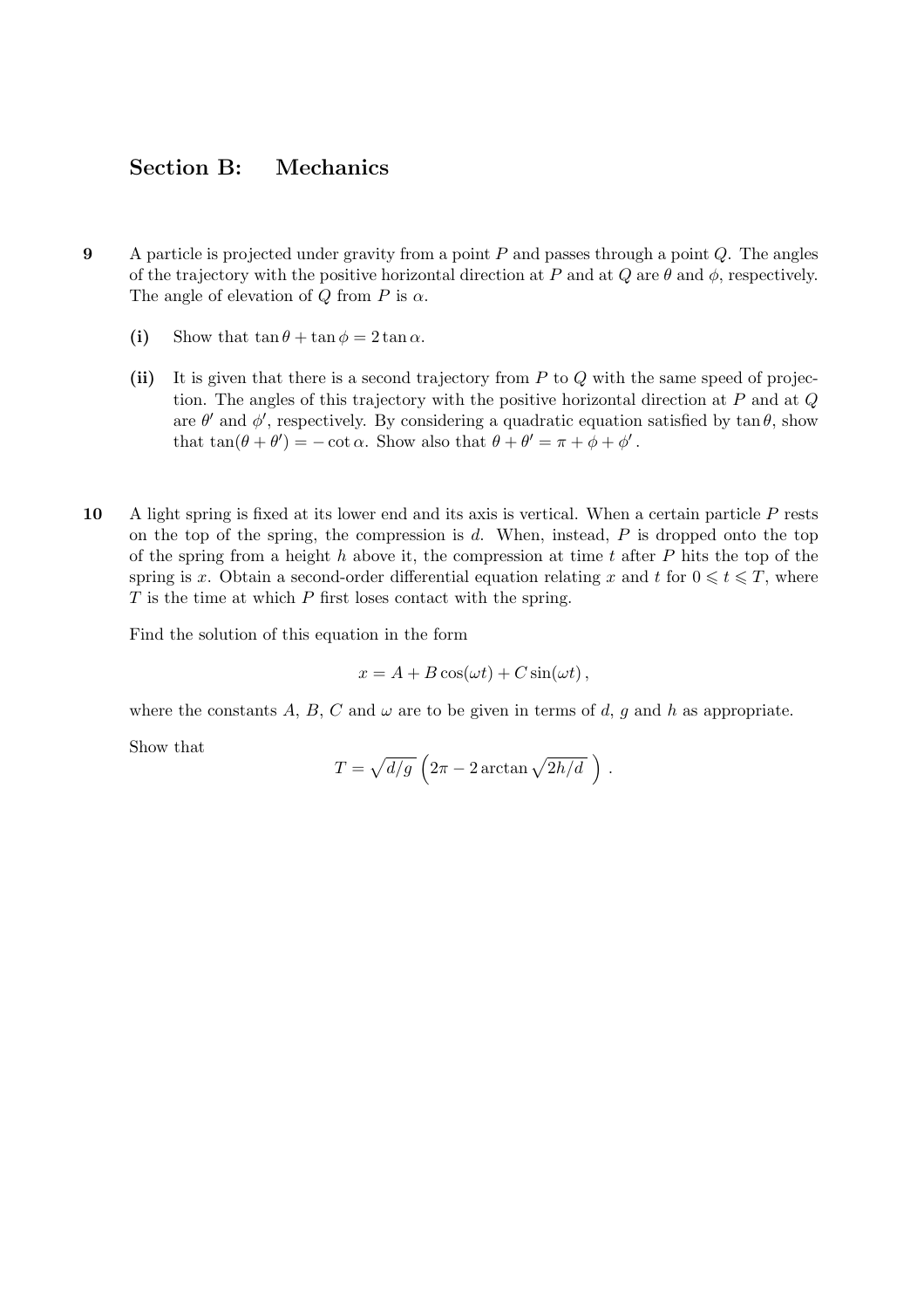## Section B: Mechanics

**9** A particle is projected under gravity from a point $P$ and passes through a point $Q$. The angles of the trajectory with the positive horizontal direction at $P$ and at $Q$ are $\theta$ and $\phi$, respectively. The angle of elevation of $Q$ from $P$ is $\alpha$.

**(i)** Show that $\tan\theta + \tan\phi = 2\tan\alpha$.

**(ii)** It is given that there is a second trajectory from $P$ to $Q$ with the same speed of projection. The angles of this trajectory with the positive horizontal direction at $P$ and at $Q$ are $\theta'$ and $\phi'$, respectively. By considering a quadratic equation satisfied by $\tan\theta$, show that $\tan(\theta + \theta') = -\cot\alpha$. Show also that $\theta + \theta' = \pi + \phi + \phi'$.

**10** A light spring is fixed at its lower end and its axis is vertical. When a certain particle $P$ rests on the top of the spring, the compression is $d$. When, instead, $P$ is dropped onto the top of the spring from a height $h$ above it, the compression at time $t$ after $P$ hits the top of the spring is $x$. Obtain a second-order differential equation relating $x$ and $t$ for $0 \leqslant t \leqslant T$, where $T$ is the time at which $P$ first loses contact with the spring.

Find the solution of this equation in the form

$$x = A + B\cos(\omega t) + C\sin(\omega t),$$

where the constants $A$, $B$, $C$ and $\omega$ are to be given in terms of $d$, $g$ and $h$ as appropriate.

Show that

$$T = \sqrt{d/g}\,\left(2\pi - 2\arctan\sqrt{2h/d}\,\right).$$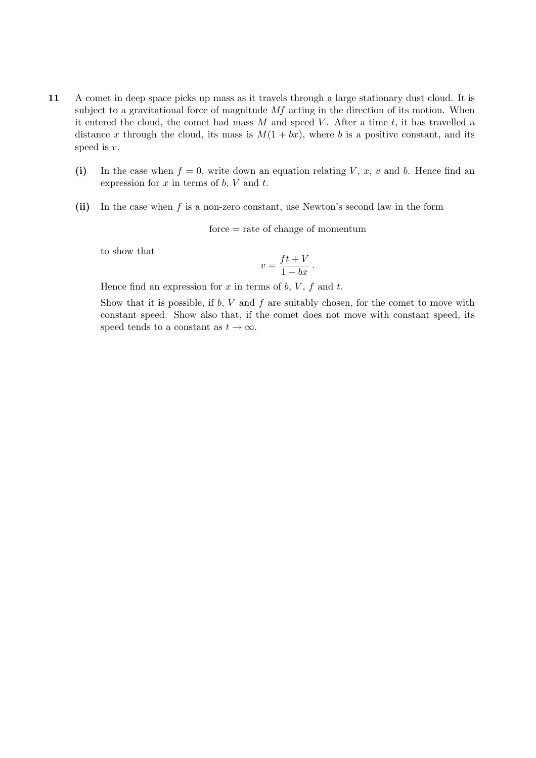**11** A comet in deep space picks up mass as it travels through a large stationary dust cloud. It is subject to a gravitational force of magnitude $Mf$ acting in the direction of its motion. When it entered the cloud, the comet had mass $M$ and speed $V$. After a time $t$, it has travelled a distance $x$ through the cloud, its mass is $M(1 + bx)$, where $b$ is a positive constant, and its speed is $v$.

**(i)** In the case when $f = 0$, write down an equation relating $V$, $x$, $v$ and $b$. Hence find an expression for $x$ in terms of $b$, $V$ and $t$.

**(ii)** In the case when $f$ is a non-zero constant, use Newton's second law in the form

$$\text{force} = \text{rate of change of momentum}$$

to show that

$$v = \frac{ft + V}{1 + bx}.$$

Hence find an expression for $x$ in terms of $b$, $V$, $f$ and $t$.

Show that it is possible, if $b$, $V$ and $f$ are suitably chosen, for the comet to move with constant speed. Show also that, if the comet does not move with constant speed, its speed tends to a constant as $t \to \infty$.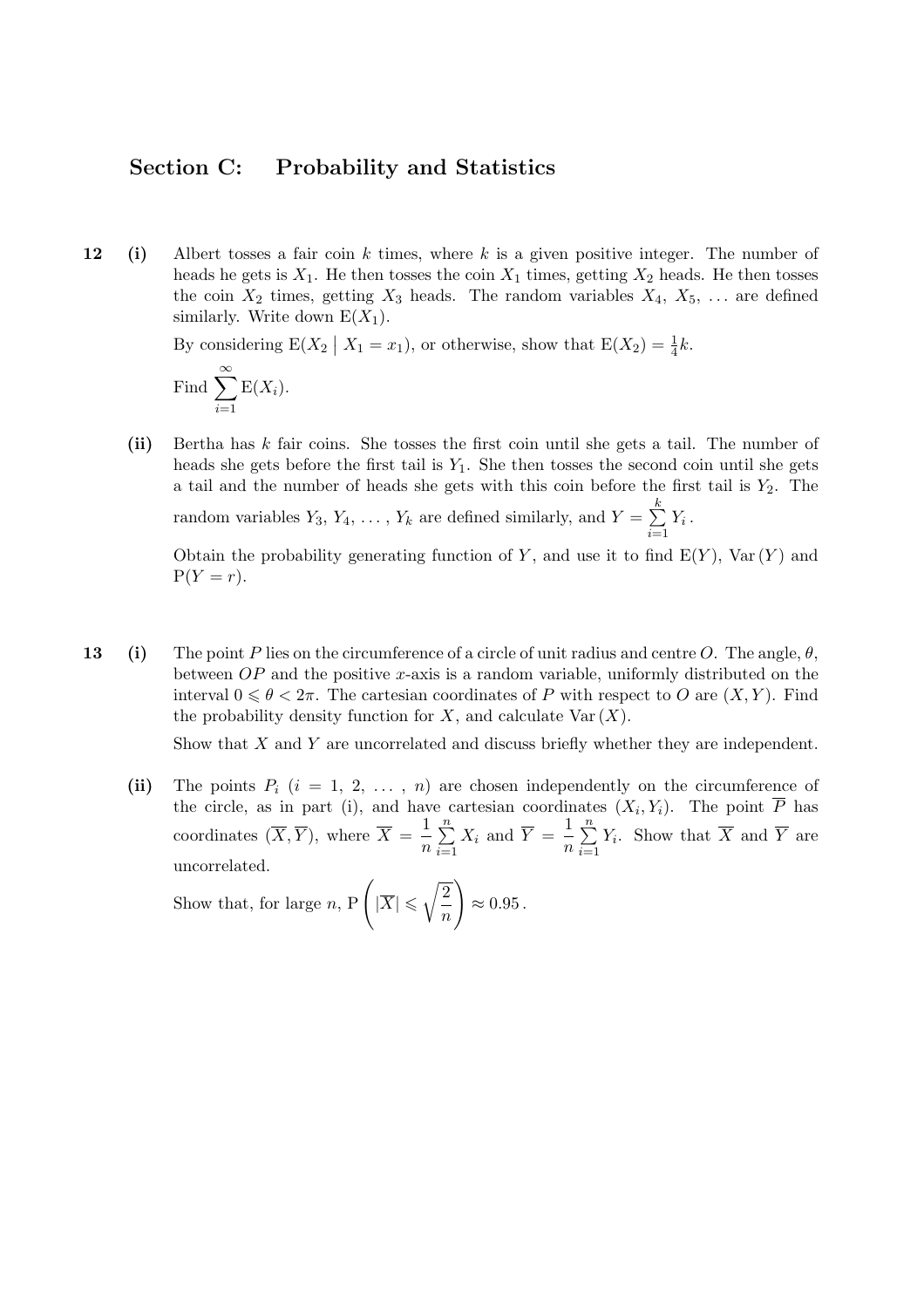## Section C: Probability and Statistics

**12** **(i)** Albert tosses a fair coin $k$ times, where $k$ is a given positive integer. The number of heads he gets is $X_1$. He then tosses the coin $X_1$ times, getting $X_2$ heads. He then tosses the coin $X_2$ times, getting $X_3$ heads. The random variables $X_4$, $X_5$, ... are defined similarly. Write down $\mathrm{E}(X_1)$.

By considering $\mathrm{E}(X_2 \mid X_1 = x_1)$, or otherwise, show that $\mathrm{E}(X_2) = \frac{1}{4}k$.

Find $\displaystyle\sum_{i=1}^{\infty} \mathrm{E}(X_i)$.

**(ii)** Bertha has $k$ fair coins. She tosses the first coin until she gets a tail. The number of heads she gets before the first tail is $Y_1$. She then tosses the second coin until she gets a tail and the number of heads she gets with this coin before the first tail is $Y_2$. The random variables $Y_3$, $Y_4$, ... , $Y_k$ are defined similarly, and $Y = \sum\limits_{i=1}^{k} Y_i$.

Obtain the probability generating function of $Y$, and use it to find $\mathrm{E}(Y)$, $\mathrm{Var}(Y)$ and $\mathrm{P}(Y = r)$.

**13** **(i)** The point $P$ lies on the circumference of a circle of unit radius and centre $O$. The angle, $\theta$, between $OP$ and the positive $x$-axis is a random variable, uniformly distributed on the interval $0 \leqslant \theta < 2\pi$. The cartesian coordinates of $P$ with respect to $O$ are $(X, Y)$. Find the probability density function for $X$, and calculate $\mathrm{Var}(X)$.

Show that $X$ and $Y$ are uncorrelated and discuss briefly whether they are independent.

**(ii)** The points $P_i$ ($i = 1, 2, \ldots, n$) are chosen independently on the circumference of the circle, as in part (i), and have cartesian coordinates $(X_i, Y_i)$. The point $\overline{P}$ has coordinates $(\overline{X}, \overline{Y})$, where $\overline{X} = \dfrac{1}{n}\sum\limits_{i=1}^{n} X_i$ and $\overline{Y} = \dfrac{1}{n}\sum\limits_{i=1}^{n} Y_i$. Show that $\overline{X}$ and $\overline{Y}$ are uncorrelated.

Show that, for large $n$, $\mathrm{P}\left(|\overline{X}| \leqslant \sqrt{\dfrac{2}{n}}\right) \approx 0.95$.